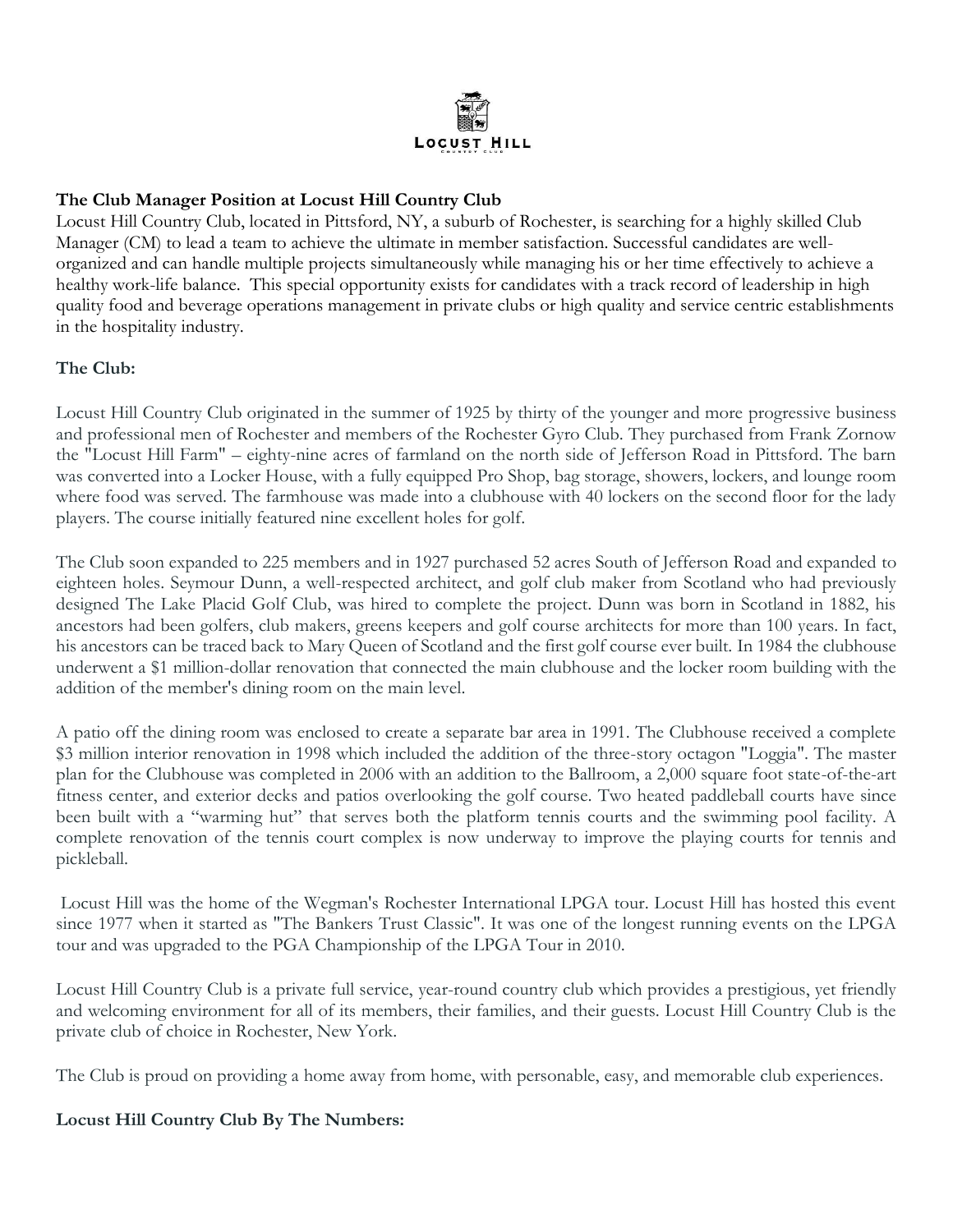**LOCUST HILL**

**The Club Manager Position at Locust Hill Country Club**

Locust Hill Country Club, located in Pittsford, NY, a suburb of Rochester, is searching for a highly skilled Club Manager (CM) to lead a team to achieve the ultimate in member satisfaction. Successful candidates are well-organized and can handle multiple projects simultaneously while managing his or her time effectively to achieve a healthy work-life balance. This special opportunity exists for candidates with a track record of leadership in high quality food and beverage operations management in private clubs or high quality and service centric establishments in the hospitality industry.

**The Club:**

Locust Hill Country Club originated in the summer of 1925 by thirty of the younger and more progressive business and professional men of Rochester and members of the Rochester Gyro Club. They purchased from Frank Zornow the "Locust Hill Farm" – eighty-nine acres of farmland on the north side of Jefferson Road in Pittsford. The barn was converted into a Locker House, with a fully equipped Pro Shop, bag storage, showers, lockers, and lounge room where food was served. The farmhouse was made into a clubhouse with 40 lockers on the second floor for the lady players. The course initially featured nine excellent holes for golf.

The Club soon expanded to 225 members and in 1927 purchased 52 acres South of Jefferson Road and expanded to eighteen holes. Seymour Dunn, a well-respected architect, and golf club maker from Scotland who had previously designed The Lake Placid Golf Club, was hired to complete the project. Dunn was born in Scotland in 1882, his ancestors had been golfers, club makers, greens keepers and golf course architects for more than 100 years. In fact, his ancestors can be traced back to Mary Queen of Scotland and the first golf course ever built. In 1984 the clubhouse underwent a $1 million-dollar renovation that connected the main clubhouse and the locker room building with the addition of the member's dining room on the main level.

A patio off the dining room was enclosed to create a separate bar area in 1991. The Clubhouse received a complete $3 million interior renovation in 1998 which included the addition of the three-story octagon "Loggia". The master plan for the Clubhouse was completed in 2006 with an addition to the Ballroom, a 2,000 square foot state-of-the-art fitness center, and exterior decks and patios overlooking the golf course. Two heated paddleball courts have since been built with a "warming hut" that serves both the platform tennis courts and the swimming pool facility. A complete renovation of the tennis court complex is now underway to improve the playing courts for tennis and pickleball.

Locust Hill was the home of the Wegman's Rochester International LPGA tour. Locust Hill has hosted this event since 1977 when it started as "The Bankers Trust Classic". It was one of the longest running events on the LPGA tour and was upgraded to the PGA Championship of the LPGA Tour in 2010.

Locust Hill Country Club is a private full service, year-round country club which provides a prestigious, yet friendly and welcoming environment for all of its members, their families, and their guests. Locust Hill Country Club is the private club of choice in Rochester, New York.

The Club is proud on providing a home away from home, with personable, easy, and memorable club experiences.

**Locust Hill Country Club By The Numbers:**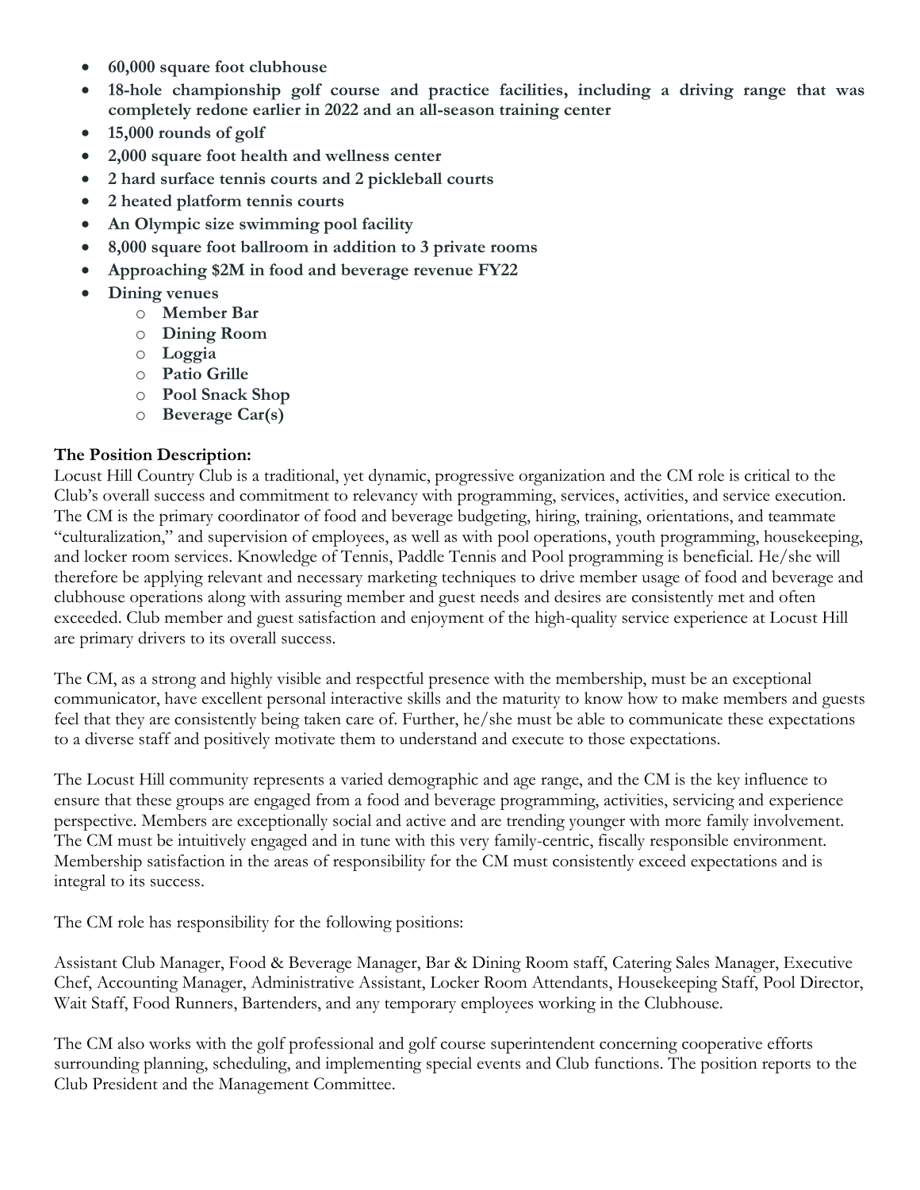- **60,000 square foot clubhouse**
- **18-hole championship golf course and practice facilities, including a driving range that was completely redone earlier in 2022 and an all-season training center**
- **15,000 rounds of golf**
- **2,000 square foot health and wellness center**
- **2 hard surface tennis courts and 2 pickleball courts**
- **2 heated platform tennis courts**
- **An Olympic size swimming pool facility**
- **8,000 square foot ballroom in addition to 3 private rooms**
- **Approaching $2M in food and beverage revenue FY22**
- **Dining venues**
    - **Member Bar**
    - **Dining Room**
    - **Loggia**
    - **Patio Grille**
    - **Pool Snack Shop**
    - **Beverage Car(s)**

**The Position Description:**

Locust Hill Country Club is a traditional, yet dynamic, progressive organization and the CM role is critical to the Club's overall success and commitment to relevancy with programming, services, activities, and service execution. The CM is the primary coordinator of food and beverage budgeting, hiring, training, orientations, and teammate "culturalization," and supervision of employees, as well as with pool operations, youth programming, housekeeping, and locker room services. Knowledge of Tennis, Paddle Tennis and Pool programming is beneficial. He/she will therefore be applying relevant and necessary marketing techniques to drive member usage of food and beverage and clubhouse operations along with assuring member and guest needs and desires are consistently met and often exceeded. Club member and guest satisfaction and enjoyment of the high-quality service experience at Locust Hill are primary drivers to its overall success.

The CM, as a strong and highly visible and respectful presence with the membership, must be an exceptional communicator, have excellent personal interactive skills and the maturity to know how to make members and guests feel that they are consistently being taken care of. Further, he/she must be able to communicate these expectations to a diverse staff and positively motivate them to understand and execute to those expectations.

The Locust Hill community represents a varied demographic and age range, and the CM is the key influence to ensure that these groups are engaged from a food and beverage programming, activities, servicing and experience perspective. Members are exceptionally social and active and are trending younger with more family involvement. The CM must be intuitively engaged and in tune with this very family-centric, fiscally responsible environment. Membership satisfaction in the areas of responsibility for the CM must consistently exceed expectations and is integral to its success.

The CM role has responsibility for the following positions:

Assistant Club Manager, Food & Beverage Manager, Bar & Dining Room staff, Catering Sales Manager, Executive Chef, Accounting Manager, Administrative Assistant, Locker Room Attendants, Housekeeping Staff, Pool Director, Wait Staff, Food Runners, Bartenders, and any temporary employees working in the Clubhouse.

The CM also works with the golf professional and golf course superintendent concerning cooperative efforts surrounding planning, scheduling, and implementing special events and Club functions. The position reports to the Club President and the Management Committee.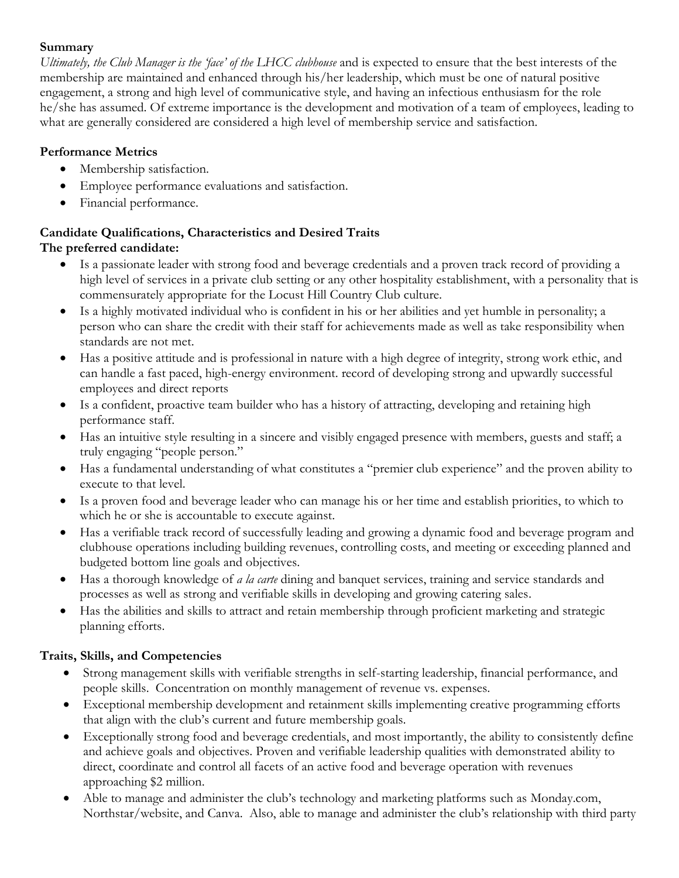**Summary**

*Ultimately, the Club Manager is the 'face' of the LHCC clubhouse* and is expected to ensure that the best interests of the membership are maintained and enhanced through his/her leadership, which must be one of natural positive engagement, a strong and high level of communicative style, and having an infectious enthusiasm for the role he/she has assumed. Of extreme importance is the development and motivation of a team of employees, leading to what are generally considered are considered a high level of membership service and satisfaction.

**Performance Metrics**

- Membership satisfaction.
- Employee performance evaluations and satisfaction.
- Financial performance.

**Candidate Qualifications, Characteristics and Desired Traits**

**The preferred candidate:**

- Is a passionate leader with strong food and beverage credentials and a proven track record of providing a high level of services in a private club setting or any other hospitality establishment, with a personality that is commensurately appropriate for the Locust Hill Country Club culture.
- Is a highly motivated individual who is confident in his or her abilities and yet humble in personality; a person who can share the credit with their staff for achievements made as well as take responsibility when standards are not met.
- Has a positive attitude and is professional in nature with a high degree of integrity, strong work ethic, and can handle a fast paced, high-energy environment. record of developing strong and upwardly successful employees and direct reports
- Is a confident, proactive team builder who has a history of attracting, developing and retaining high performance staff.
- Has an intuitive style resulting in a sincere and visibly engaged presence with members, guests and staff; a truly engaging "people person."
- Has a fundamental understanding of what constitutes a "premier club experience" and the proven ability to execute to that level.
- Is a proven food and beverage leader who can manage his or her time and establish priorities, to which to which he or she is accountable to execute against.
- Has a verifiable track record of successfully leading and growing a dynamic food and beverage program and clubhouse operations including building revenues, controlling costs, and meeting or exceeding planned and budgeted bottom line goals and objectives.
- Has a thorough knowledge of *a la carte* dining and banquet services, training and service standards and processes as well as strong and verifiable skills in developing and growing catering sales.
- Has the abilities and skills to attract and retain membership through proficient marketing and strategic planning efforts.

**Traits, Skills, and Competencies**

- Strong management skills with verifiable strengths in self-starting leadership, financial performance, and people skills. Concentration on monthly management of revenue vs. expenses.
- Exceptional membership development and retainment skills implementing creative programming efforts that align with the club's current and future membership goals.
- Exceptionally strong food and beverage credentials, and most importantly, the ability to consistently define and achieve goals and objectives. Proven and verifiable leadership qualities with demonstrated ability to direct, coordinate and control all facets of an active food and beverage operation with revenues approaching $2 million.
- Able to manage and administer the club's technology and marketing platforms such as Monday.com, Northstar/website, and Canva. Also, able to manage and administer the club's relationship with third party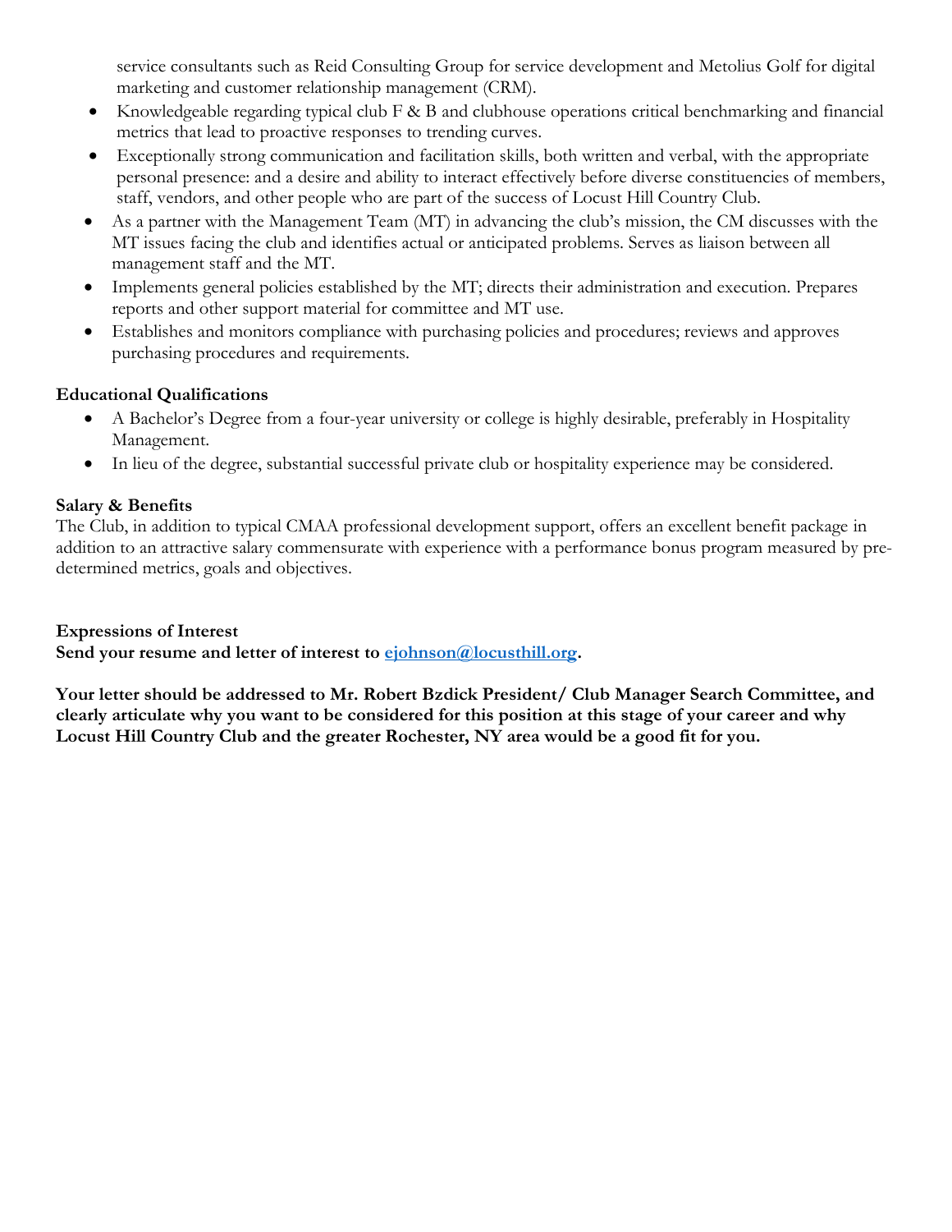service consultants such as Reid Consulting Group for service development and Metolius Golf for digital marketing and customer relationship management (CRM).

- Knowledgeable regarding typical club F & B and clubhouse operations critical benchmarking and financial metrics that lead to proactive responses to trending curves.
- Exceptionally strong communication and facilitation skills, both written and verbal, with the appropriate personal presence: and a desire and ability to interact effectively before diverse constituencies of members, staff, vendors, and other people who are part of the success of Locust Hill Country Club.
- As a partner with the Management Team (MT) in advancing the club's mission, the CM discusses with the MT issues facing the club and identifies actual or anticipated problems. Serves as liaison between all management staff and the MT.
- Implements general policies established by the MT; directs their administration and execution. Prepares reports and other support material for committee and MT use.
- Establishes and monitors compliance with purchasing policies and procedures; reviews and approves purchasing procedures and requirements.

**Educational Qualifications**

- A Bachelor's Degree from a four-year university or college is highly desirable, preferably in Hospitality Management.
- In lieu of the degree, substantial successful private club or hospitality experience may be considered.

**Salary & Benefits**

The Club, in addition to typical CMAA professional development support, offers an excellent benefit package in addition to an attractive salary commensurate with experience with a performance bonus program measured by pre-determined metrics, goals and objectives.

**Expressions of Interest**
**Send your resume and letter of interest to [ejohnson@locusthill.org](mailto:ejohnson@locusthill.org).**

**Your letter should be addressed to Mr. Robert Bzdick President/ Club Manager Search Committee, and clearly articulate why you want to be considered for this position at this stage of your career and why Locust Hill Country Club and the greater Rochester, NY area would be a good fit for you.**